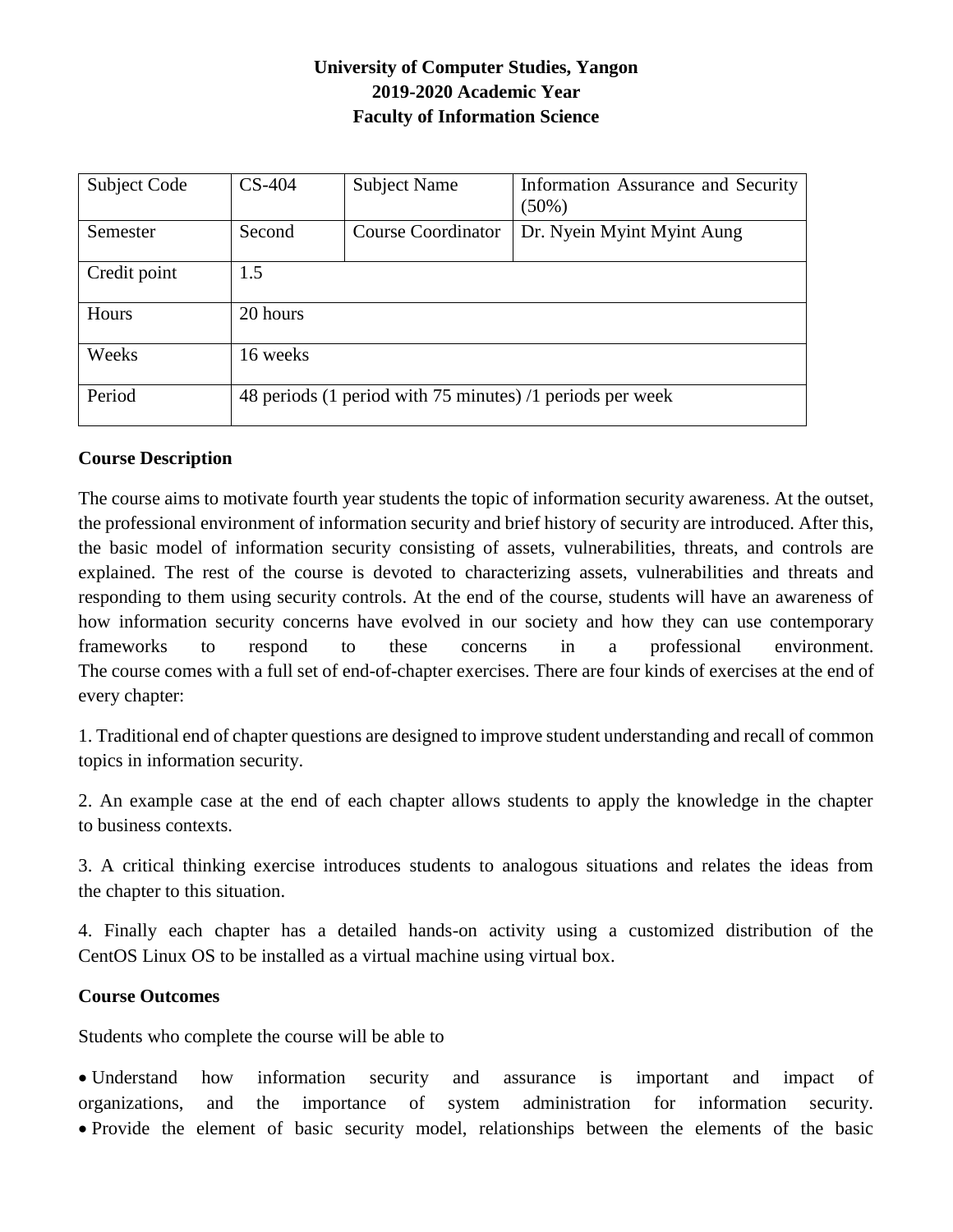**University of Computer Studies, Yangon**
**2019-2020 Academic Year**
**Faculty of Information Science**

| Subject Code | CS-404 | Subject Name | Information Assurance and Security (50%) |
|---|---|---|---|
| Semester | Second | Course Coordinator | Dr. Nyein Myint Myint Aung |
| Credit point | 1.5 | | |
| Hours | 20 hours | | |
| Weeks | 16 weeks | | |
| Period | 48 periods (1 period with 75 minutes) /1 periods per week | | |

## Course Description

The course aims to motivate fourth year students the topic of information security awareness. At the outset, the professional environment of information security and brief history of security are introduced. After this, the basic model of information security consisting of assets, vulnerabilities, threats, and controls are explained. The rest of the course is devoted to characterizing assets, vulnerabilities and threats and responding to them using security controls. At the end of the course, students will have an awareness of how information security concerns have evolved in our society and how they can use contemporary frameworks to respond to these concerns in a professional environment. The course comes with a full set of end-of-chapter exercises. There are four kinds of exercises at the end of every chapter:

1. Traditional end of chapter questions are designed to improve student understanding and recall of common topics in information security.

2. An example case at the end of each chapter allows students to apply the knowledge in the chapter to business contexts.

3. A critical thinking exercise introduces students to analogous situations and relates the ideas from the chapter to this situation.

4. Finally each chapter has a detailed hands-on activity using a customized distribution of the CentOS Linux OS to be installed as a virtual machine using virtual box.

## Course Outcomes

Students who complete the course will be able to

- Understand how information security and assurance is important and impact of organizations, and the importance of system administration for information security.
- Provide the element of basic security model, relationships between the elements of the basic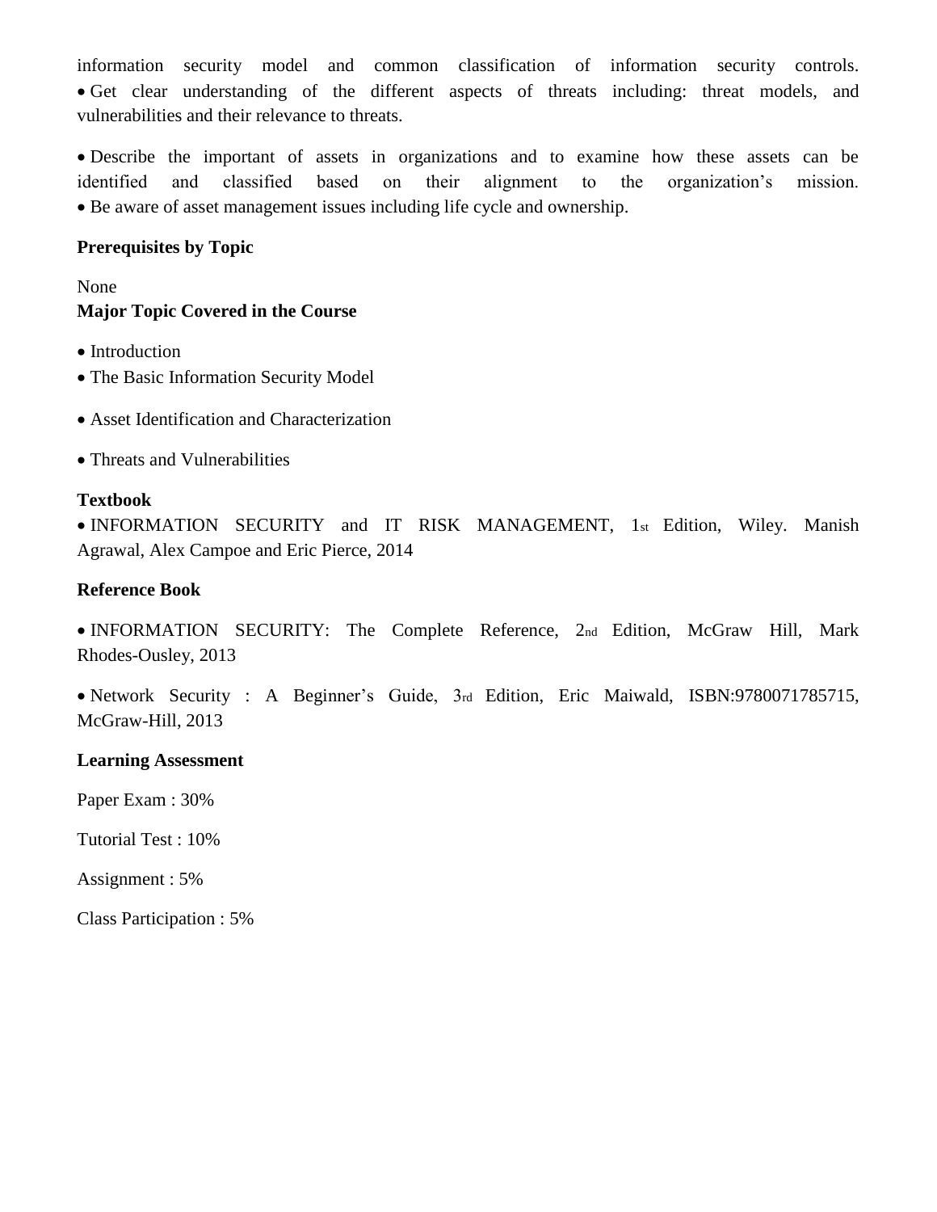information security model and common classification of information security controls.

- Get clear understanding of the different aspects of threats including: threat models, and vulnerabilities and their relevance to threats.

- Describe the important of assets in organizations and to examine how these assets can be identified and classified based on their alignment to the organization's mission.
- Be aware of asset management issues including life cycle and ownership.

**Prerequisites by Topic**

None

**Major Topic Covered in the Course**

- Introduction
- The Basic Information Security Model
- Asset Identification and Characterization
- Threats and Vulnerabilities

**Textbook**

- INFORMATION SECURITY and IT RISK MANAGEMENT, 1st Edition, Wiley. Manish Agrawal, Alex Campoe and Eric Pierce, 2014

**Reference Book**

- INFORMATION SECURITY: The Complete Reference, 2nd Edition, McGraw Hill, Mark Rhodes-Ousley, 2013

- Network Security : A Beginner's Guide, 3rd Edition, Eric Maiwald, ISBN:9780071785715, McGraw-Hill, 2013

**Learning Assessment**

Paper Exam : 30%

Tutorial Test : 10%

Assignment : 5%

Class Participation : 5%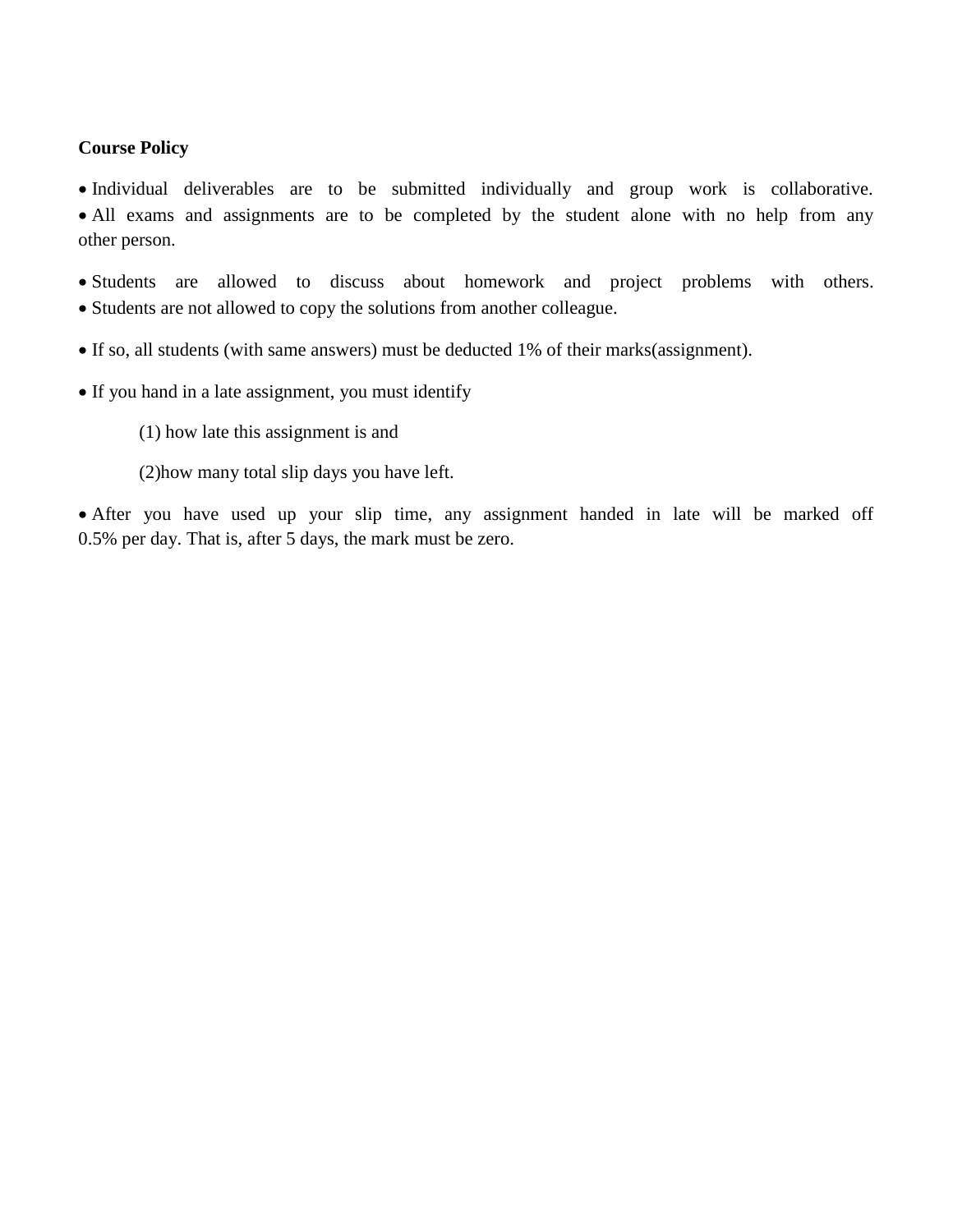**Course Policy**

- Individual deliverables are to be submitted individually and group work is collaborative.
- All exams and assignments are to be completed by the student alone with no help from any other person.

- Students are allowed to discuss about homework and project problems with others.
- Students are not allowed to copy the solutions from another colleague.

- If so, all students (with same answers) must be deducted 1% of their marks(assignment).

- If you hand in a late assignment, you must identify

  (1) how late this assignment is and

  (2)how many total slip days you have left.

- After you have used up your slip time, any assignment handed in late will be marked off 0.5% per day. That is, after 5 days, the mark must be zero.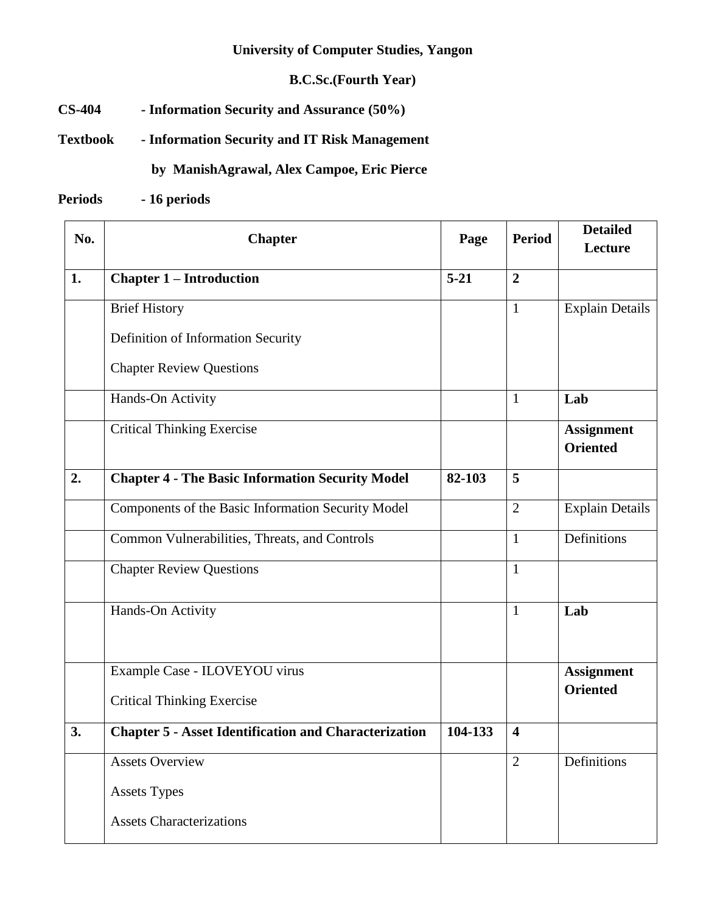**University of Computer Studies, Yangon**

**B.C.Sc.(Fourth Year)**

**CS-404 - Information Security and Assurance (50%)**

**Textbook - Information Security and IT Risk Management**

**by ManishAgrawal, Alex Campoe, Eric Pierce**

**Periods - 16 periods**

| No. | Chapter | Page | Period | Detailed Lecture |
|---|---|---|---|---|
| **1.** | **Chapter 1 – Introduction** | **5-21** | **2** | |
| | Brief History<br>Definition of Information Security<br>Chapter Review Questions | | 1 | Explain Details |
| | Hands-On Activity | | 1 | **Lab** |
| | Critical Thinking Exercise | | | **Assignment Oriented** |
| **2.** | **Chapter 4 - The Basic Information Security Model** | **82-103** | **5** | |
| | Components of the Basic Information Security Model | | 2 | Explain Details |
| | Common Vulnerabilities, Threats, and Controls | | 1 | Definitions |
| | Chapter Review Questions | | 1 | |
| | Hands-On Activity | | 1 | **Lab** |
| | Example Case - ILOVEYOU virus<br>Critical Thinking Exercise | | | **Assignment Oriented** |
| **3.** | **Chapter 5 - Asset Identification and Characterization** | **104-133** | **4** | |
| | Assets Overview<br>Assets Types<br>Assets Characterizations | | 2 | Definitions |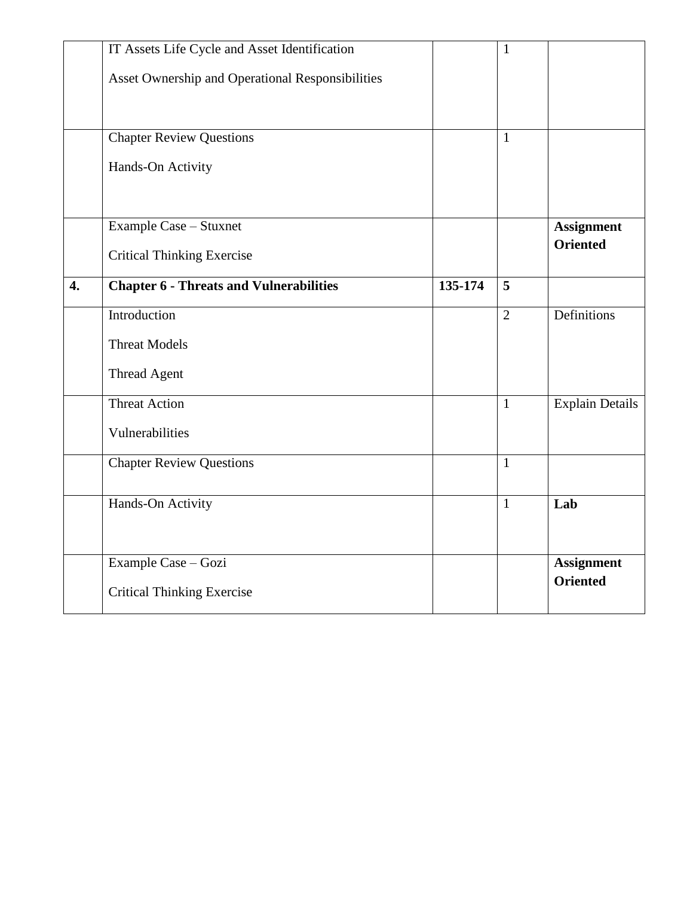|  |  |  |  |  |
|---|---|---|---|---|
|  | IT Assets Life Cycle and Asset Identification<br><br>Asset Ownership and Operational Responsibilities |  | 1 |  |
|  | Chapter Review Questions<br><br>Hands-On Activity |  | 1 |  |
|  | Example Case – Stuxnet<br><br>Critical Thinking Exercise |  |  | **Assignment Oriented** |
| **4.** | **Chapter 6 - Threats and Vulnerabilities** | **135-174** | **5** |  |
|  | Introduction<br><br>Threat Models<br><br>Thread Agent |  | 2 | Definitions |
|  | Threat Action<br><br>Vulnerabilities |  | 1 | Explain Details |
|  | Chapter Review Questions |  | 1 |  |
|  | Hands-On Activity |  | 1 | **Lab** |
|  | Example Case – Gozi<br><br>Critical Thinking Exercise |  |  | **Assignment Oriented** |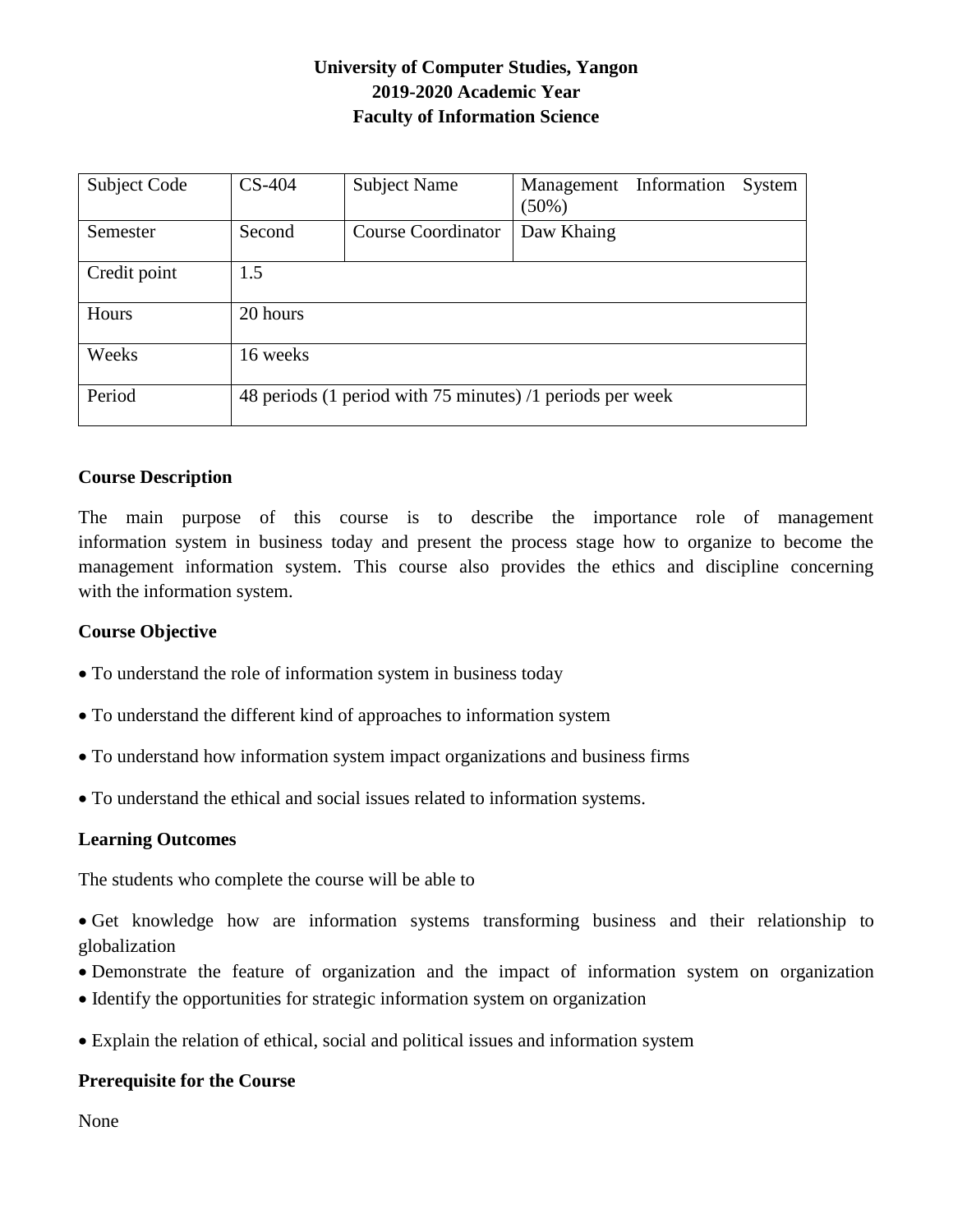**University of Computer Studies, Yangon**
**2019-2020 Academic Year**
**Faculty of Information Science**

| Subject Code | CS-404 | Subject Name | Management Information System (50%) |
|---|---|---|---|
| Semester | Second | Course Coordinator | Daw Khaing |
| Credit point | 1.5 | | |
| Hours | 20 hours | | |
| Weeks | 16 weeks | | |
| Period | 48 periods (1 period with 75 minutes) /1 periods per week | | |

### Course Description

The main purpose of this course is to describe the importance role of management information system in business today and present the process stage how to organize to become the management information system. This course also provides the ethics and discipline concerning with the information system.

### Course Objective

- To understand the role of information system in business today
- To understand the different kind of approaches to information system
- To understand how information system impact organizations and business firms
- To understand the ethical and social issues related to information systems.

### Learning Outcomes

The students who complete the course will be able to

- Get knowledge how are information systems transforming business and their relationship to globalization
- Demonstrate the feature of organization and the impact of information system on organization
- Identify the opportunities for strategic information system on organization
- Explain the relation of ethical, social and political issues and information system

### Prerequisite for the Course

None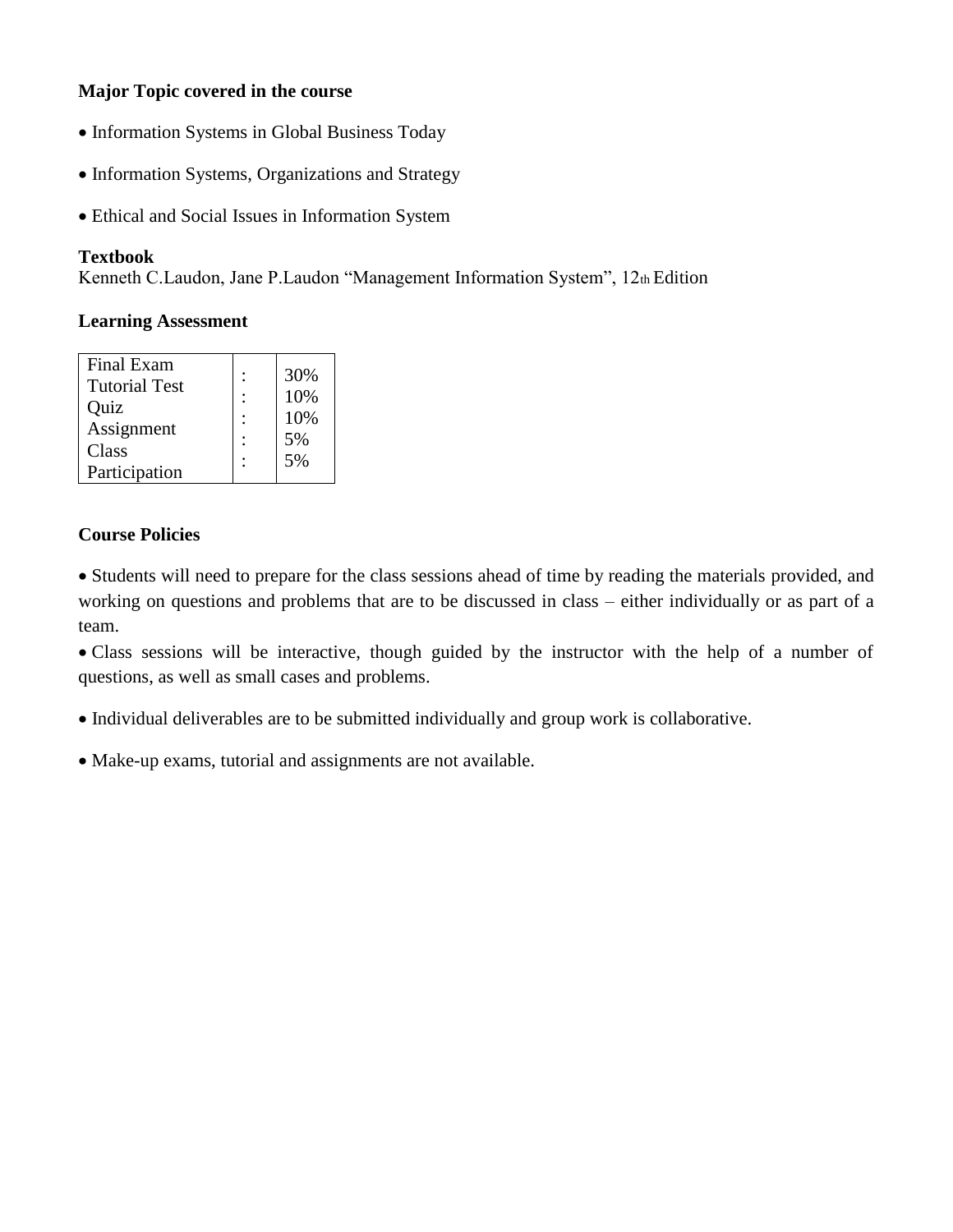**Major Topic covered in the course**

- Information Systems in Global Business Today
- Information Systems, Organizations and Strategy
- Ethical and Social Issues in Information System

**Textbook**

Kenneth C.Laudon, Jane P.Laudon "Management Information System", 12th Edition

**Learning Assessment**

| Final Exam | : | 30% |
|---|---|---|
| Tutorial Test | : | 10% |
| Quiz | : | 10% |
| Assignment | : | 5% |
| Class Participation | : | 5% |

**Course Policies**

- Students will need to prepare for the class sessions ahead of time by reading the materials provided, and working on questions and problems that are to be discussed in class – either individually or as part of a team.
- Class sessions will be interactive, though guided by the instructor with the help of a number of questions, as well as small cases and problems.
- Individual deliverables are to be submitted individually and group work is collaborative.
- Make-up exams, tutorial and assignments are not available.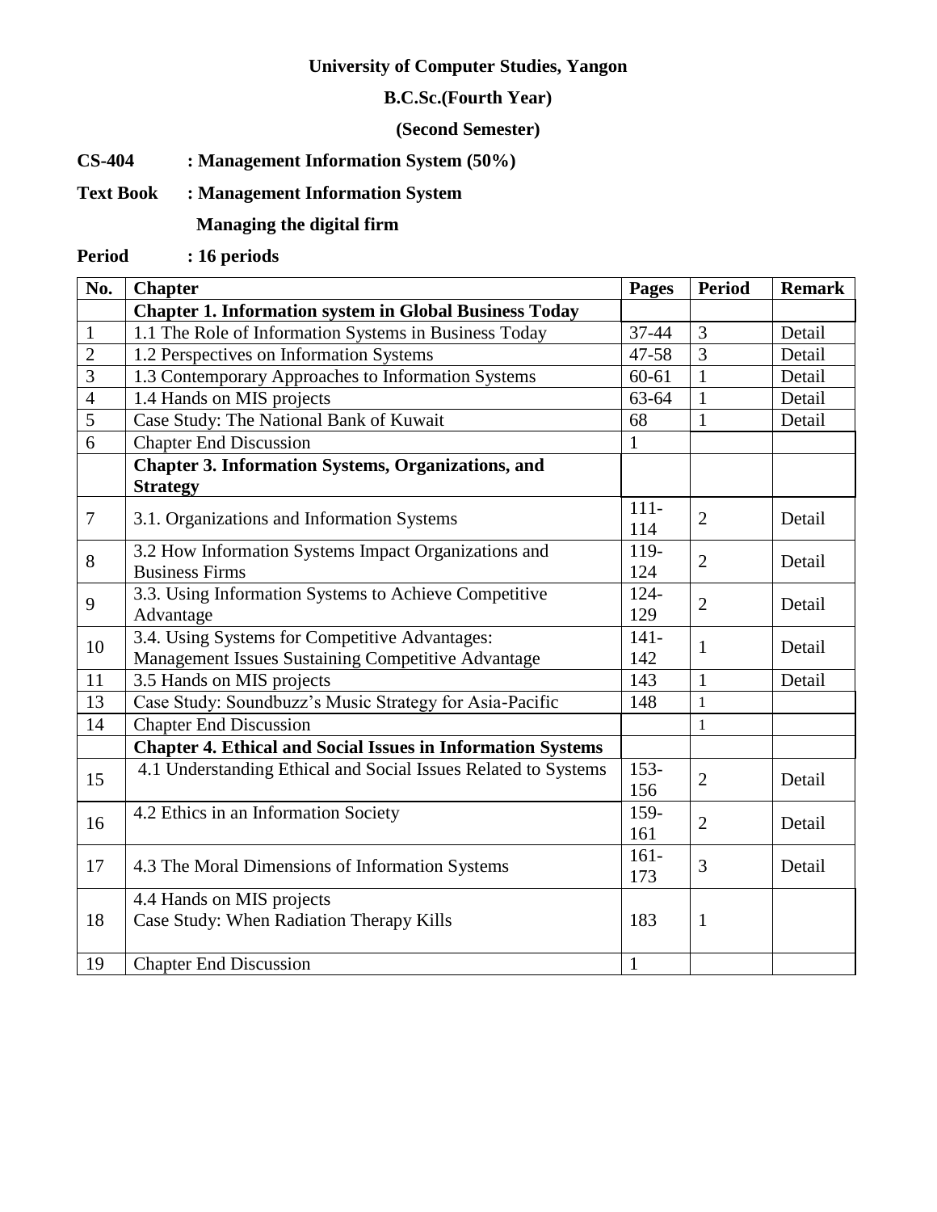**University of Computer Studies, Yangon**

**B.C.Sc.(Fourth Year)**

**(Second Semester)**

**CS-404 : Management Information System (50%)**

**Text Book : Management Information System**

**Managing the digital firm**

**Period : 16 periods**

| No. | Chapter | Pages | Period | Remark |
|---|---|---|---|---|
| | **Chapter 1. Information system in Global Business Today** | | | |
| 1 | 1.1 The Role of Information Systems in Business Today | 37-44 | 3 | Detail |
| 2 | 1.2 Perspectives on Information Systems | 47-58 | 3 | Detail |
| 3 | 1.3 Contemporary Approaches to Information Systems | 60-61 | 1 | Detail |
| 4 | 1.4 Hands on MIS projects | 63-64 | 1 | Detail |
| 5 | Case Study: The National Bank of Kuwait | 68 | 1 | Detail |
| 6 | Chapter End Discussion | 1 | | |
| | **Chapter 3. Information Systems, Organizations, and Strategy** | | | |
| 7 | 3.1. Organizations and Information Systems | 111-114 | 2 | Detail |
| 8 | 3.2 How Information Systems Impact Organizations and Business Firms | 119-124 | 2 | Detail |
| 9 | 3.3. Using Information Systems to Achieve Competitive Advantage | 124-129 | 2 | Detail |
| 10 | 3.4. Using Systems for Competitive Advantages: Management Issues Sustaining Competitive Advantage | 141-142 | 1 | Detail |
| 11 | 3.5 Hands on MIS projects | 143 | 1 | Detail |
| 13 | Case Study: Soundbuzz's Music Strategy for Asia-Pacific | 148 | 1 | |
| 14 | Chapter End Discussion | | 1 | |
| | **Chapter 4. Ethical and Social Issues in Information Systems** | | | |
| 15 | 4.1 Understanding Ethical and Social Issues Related to Systems | 153-156 | 2 | Detail |
| 16 | 4.2 Ethics in an Information Society | 159-161 | 2 | Detail |
| 17 | 4.3 The Moral Dimensions of Information Systems | 161-173 | 3 | Detail |
| 18 | 4.4 Hands on MIS projects<br>Case Study: When Radiation Therapy Kills | 183 | 1 | |
| 19 | Chapter End Discussion | 1 | | |